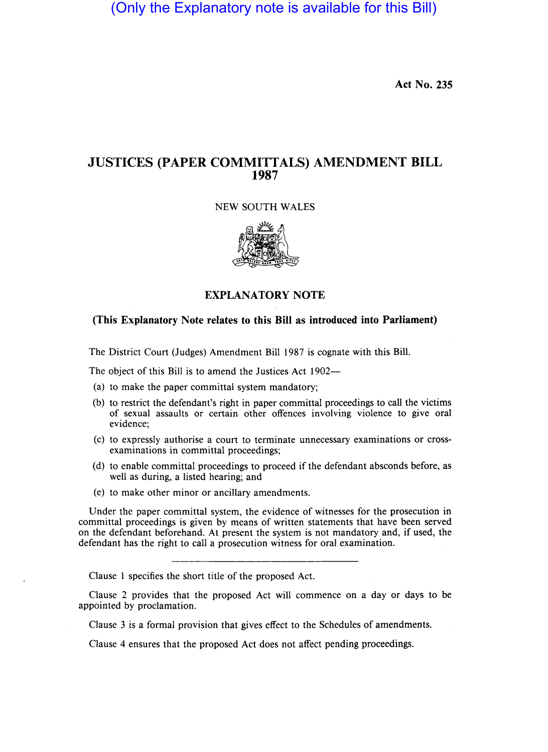(Only the Explanatory note is available for this Bill)

Act No. 235

# JUSTICES (PAPER COMMITTALS) AMENDMENT BILL 1987

NEW SOUTH WALES

## EXPLANATORY NOTE

### (This Explanatory Note relates to this Bill as introduced into Parliament)

The District Court (Judges) Amendment Bill 1987 is cognate with this Bill.

The object of this Bill is to amend the Justices Act 1902—

(a) to make the paper committal system mandatory;

(b) to restrict the defendant's right in paper committal proceedings to call the victims of sexual assaults or certain other offences involving violence to give oral evidence;

(c) to expressly authorise a court to terminate unnecessary examinations or cross-examinations in committal proceedings;

(d) to enable committal proceedings to proceed if the defendant absconds before, as well as during, a listed hearing; and

(e) to make other minor or ancillary amendments.

Under the paper committal system, the evidence of witnesses for the prosecution in committal proceedings is given by means of written statements that have been served on the defendant beforehand. At present the system is not mandatory and, if used, the defendant has the right to call a prosecution witness for oral examination.

---

Clause 1 specifies the short title of the proposed Act.

Clause 2 provides that the proposed Act will commence on a day or days to be appointed by proclamation.

Clause 3 is a formal provision that gives effect to the Schedules of amendments.

Clause 4 ensures that the proposed Act does not affect pending proceedings.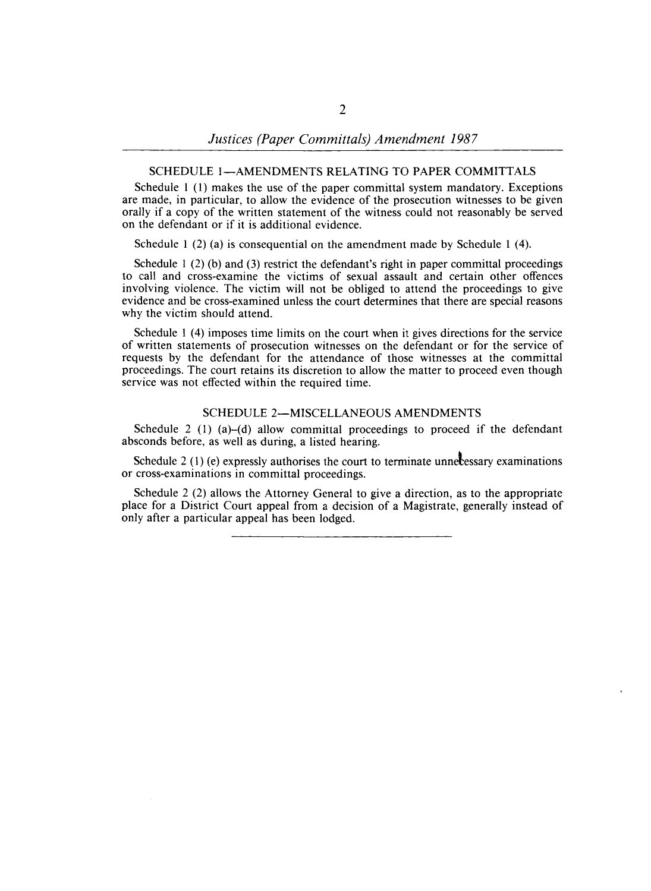## SCHEDULE 1—AMENDMENTS RELATING TO PAPER COMMITTALS

Schedule 1 (1) makes the use of the paper committal system mandatory. Exceptions are made, in particular, to allow the evidence of the prosecution witnesses to be given orally if a copy of the written statement of the witness could not reasonably be served on the defendant or if it is additional evidence.

Schedule 1 (2) (a) is consequential on the amendment made by Schedule 1 (4).

Schedule 1 (2) (b) and (3) restrict the defendant's right in paper committal proceedings to call and cross-examine the victims of sexual assault and certain other offences involving violence. The victim will not be obliged to attend the proceedings to give evidence and be cross-examined unless the court determines that there are special reasons why the victim should attend.

Schedule 1 (4) imposes time limits on the court when it gives directions for the service of written statements of prosecution witnesses on the defendant or for the service of requests by the defendant for the attendance of those witnesses at the committal proceedings. The court retains its discretion to allow the matter to proceed even though service was not effected within the required time.

## SCHEDULE 2—MISCELLANEOUS AMENDMENTS

Schedule 2 (1) (a)–(d) allow committal proceedings to proceed if the defendant absconds before, as well as during, a listed hearing.

Schedule 2 (1) (e) expressly authorises the court to terminate unnecessary examinations or cross-examinations in committal proceedings.

Schedule 2 (2) allows the Attorney General to give a direction, as to the appropriate place for a District Court appeal from a decision of a Magistrate, generally instead of only after a particular appeal has been lodged.